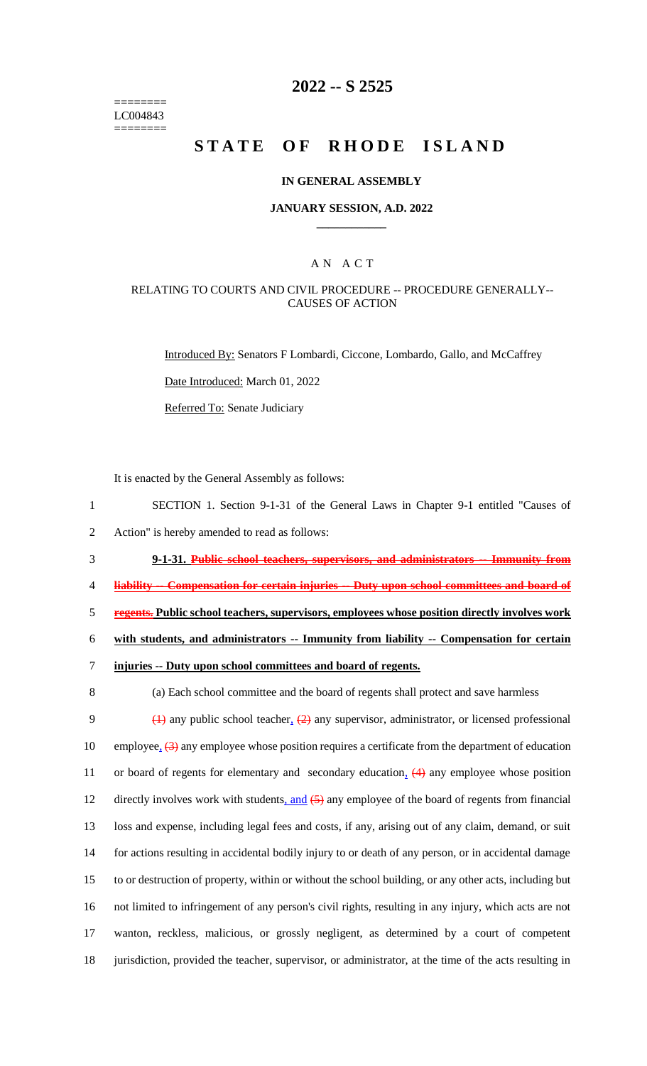========
LC004843
========

# 2022 -- S 2525

# STATE OF RHODE ISLAND

## IN GENERAL ASSEMBLY

### JANUARY SESSION, A.D. 2022

## A N A C T

### RELATING TO COURTS AND CIVIL PROCEDURE -- PROCEDURE GENERALLY-- CAUSES OF ACTION

Introduced By: Senators F Lombardi, Ciccone, Lombardo, Gallo, and McCaffrey

Date Introduced: March 01, 2022

Referred To: Senate Judiciary

It is enacted by the General Assembly as follows:

1 SECTION 1. Section 9-1-31 of the General Laws in Chapter 9-1 entitled "Causes of
2 Action" is hereby amended to read as follows:

3 **9-1-31. ~~Public school teachers, supervisors, and administrators -- Immunity from~~**
4 **~~liability -- Compensation for certain injuries -- Duty upon school committees and board of~~**
5 **~~regents.~~ <u>Public school teachers, supervisors, employees whose position directly involves work</u>**
6 **<u>with students, and administrators -- Immunity from liability -- Compensation for certain</u>**
7 **<u>injuries -- Duty upon school committees and board of regents.</u>**

8 (a) Each school committee and the board of regents shall protect and save harmless

9 ~~(1)~~ any public school teacher<u>,</u> ~~(2)~~ any supervisor, administrator, or licensed professional
10 employee<u>,</u> ~~(3)~~ any employee whose position requires a certificate from the department of education
11 or board of regents for elementary and secondary education<u>,</u> ~~(4)~~ any employee whose position
12 directly involves work with students<u>, and</u> ~~(5)~~ any employee of the board of regents from financial
13 loss and expense, including legal fees and costs, if any, arising out of any claim, demand, or suit
14 for actions resulting in accidental bodily injury to or death of any person, or in accidental damage
15 to or destruction of property, within or without the school building, or any other acts, including but
16 not limited to infringement of any person's civil rights, resulting in any injury, which acts are not
17 wanton, reckless, malicious, or grossly negligent, as determined by a court of competent
18 jurisdiction, provided the teacher, supervisor, or administrator, at the time of the acts resulting in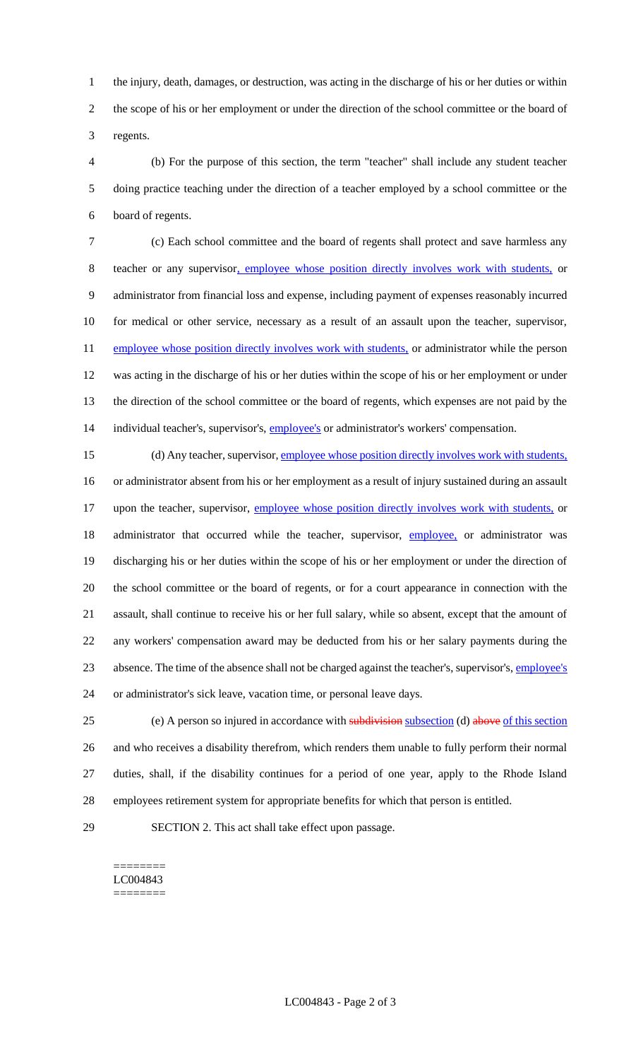the injury, death, damages, or destruction, was acting in the discharge of his or her duties or within the scope of his or her employment or under the direction of the school committee or the board of regents.

(b) For the purpose of this section, the term "teacher" shall include any student teacher doing practice teaching under the direction of a teacher employed by a school committee or the board of regents.

(c) Each school committee and the board of regents shall protect and save harmless any teacher or any supervisor, employee whose position directly involves work with students, or administrator from financial loss and expense, including payment of expenses reasonably incurred for medical or other service, necessary as a result of an assault upon the teacher, supervisor, employee whose position directly involves work with students, or administrator while the person was acting in the discharge of his or her duties within the scope of his or her employment or under the direction of the school committee or the board of regents, which expenses are not paid by the individual teacher's, supervisor's, employee's or administrator's workers' compensation.

(d) Any teacher, supervisor, employee whose position directly involves work with students, or administrator absent from his or her employment as a result of injury sustained during an assault upon the teacher, supervisor, employee whose position directly involves work with students, or administrator that occurred while the teacher, supervisor, employee, or administrator was discharging his or her duties within the scope of his or her employment or under the direction of the school committee or the board of regents, or for a court appearance in connection with the assault, shall continue to receive his or her full salary, while so absent, except that the amount of any workers' compensation award may be deducted from his or her salary payments during the absence. The time of the absence shall not be charged against the teacher's, supervisor's, employee's or administrator's sick leave, vacation time, or personal leave days.

(e) A person so injured in accordance with ~~subdivision~~ subsection (d) ~~above~~ of this section and who receives a disability therefrom, which renders them unable to fully perform their normal duties, shall, if the disability continues for a period of one year, apply to the Rhode Island employees retirement system for appropriate benefits for which that person is entitled.

SECTION 2. This act shall take effect upon passage.

========
LC004843
========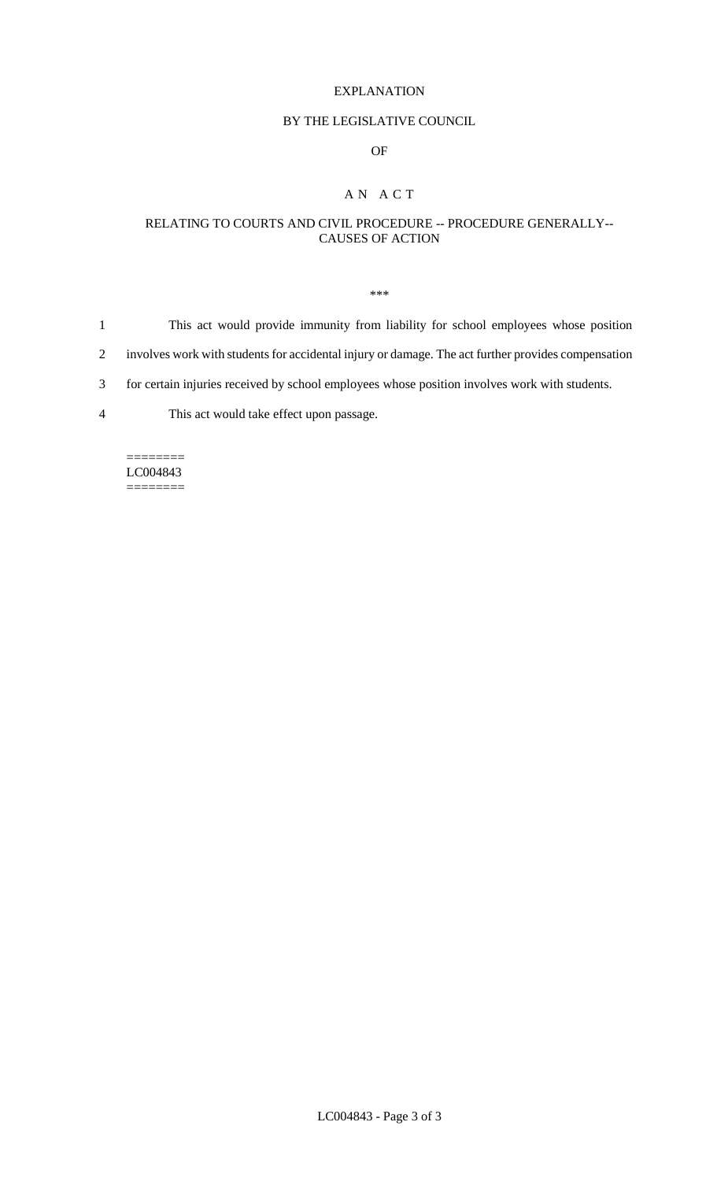EXPLANATION

BY THE LEGISLATIVE COUNCIL

OF

A N A C T

RELATING TO COURTS AND CIVIL PROCEDURE -- PROCEDURE GENERALLY-- CAUSES OF ACTION

\*\*\*

1 This act would provide immunity from liability for school employees whose position
2 involves work with students for accidental injury or damage. The act further provides compensation
3 for certain injuries received by school employees whose position involves work with students.
4 This act would take effect upon passage.

========
LC004843
========